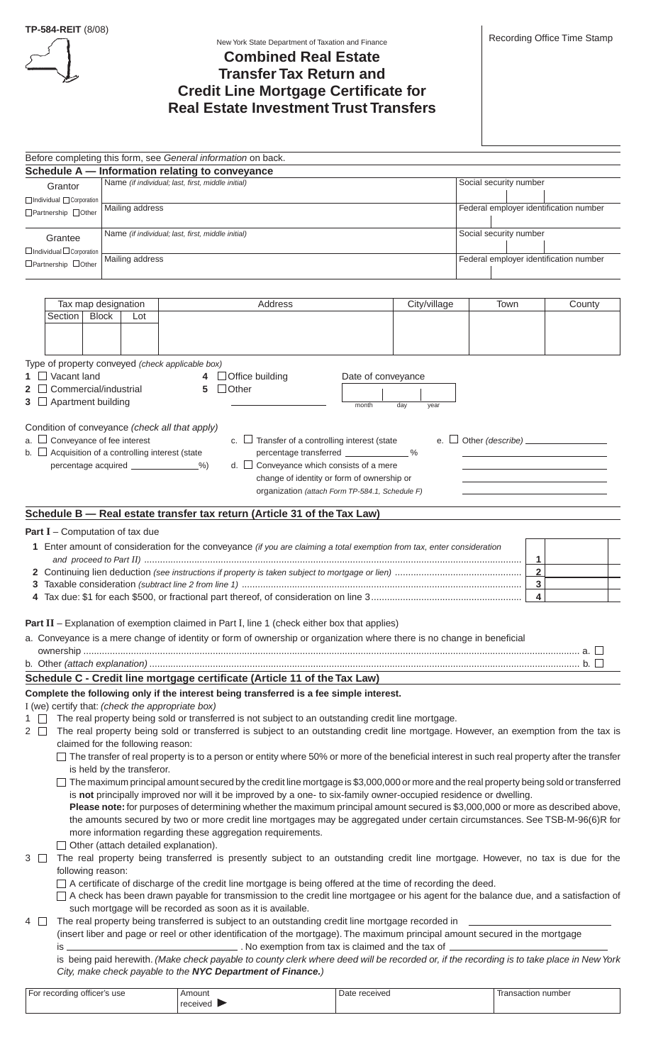**TP-584-REIT** (8/08)

New York State Department of Taxation and Finance

# Combined Real Estate Transfer Tax Return and Credit Line Mortgage Certificate for Real Estate Investment Trust Transfers

Recording Office Time Stamp

Before completing this form, see *General information* on back.

## Schedule A — Information relating to conveyance

| Grantor ☐ Individual ☐ Corporation ☐ Partnership ☐ Other | Name *(if individual; last, first, middle initial)* | Social security number |
|---|---|---|
| | Mailing address | Federal employer identification number |

| Grantee ☐ Individual ☐ Corporation ☐ Partnership ☐ Other | Name *(if individual; last, first, middle initial)* | Social security number |
|---|---|---|
| | Mailing address | Federal employer identification number |

| Tax map designation | | | Address | City/village | Town | County |
|---|---|---|---|---|---|---|
| Section | Block | Lot | | | | |
| | | | | | | |

Type of property conveyed *(check applicable box)*

1 ☐ Vacant land
2 ☐ Commercial/industrial
3 ☐ Apartment building
4 ☐ Office building
5 ☐ Other ______________

Date of conveyance: ____ month ____ day ____ year

Condition of conveyance *(check all that apply)*

a. ☐ Conveyance of fee interest
b. ☐ Acquisition of a controlling interest (state percentage acquired ______%)
c. ☐ Transfer of a controlling interest (state percentage transferred ______%)
d. ☐ Conveyance which consists of a mere change of identity or form of ownership or organization *(attach Form TP-584.1, Schedule F)*
e. ☐ Other *(describe)* ______________

## Schedule B — Real estate transfer tax return (Article 31 of the Tax Law)

**Part I** – Computation of tax due

| | | |
|---|---|---|
| **1** Enter amount of consideration for the conveyance *(if you are claiming a total exemption from tax, enter consideration and proceed to Part II)* | **1** | |
| **2** Continuing lien deduction *(see instructions if property is taken subject to mortgage or lien)* | **2** | |
| **3** Taxable consideration *(subtract line 2 from line 1)* | **3** | |
| **4** Tax due: $1 for each $500, or fractional part thereof, of consideration on line 3 | **4** | |

**Part II** – Explanation of exemption claimed in Part I, line 1 (check either box that applies)

a. Conveyance is a mere change of identity or form of ownership or organization where there is no change in beneficial ownership ..... a. ☐

b. Other *(attach explanation)* ..... b. ☐

## Schedule C - Credit line mortgage certificate (Article 11 of the Tax Law)

**Complete the following only if the interest being transferred is a fee simple interest.**

I (we) certify that: *(check the appropriate box)*

1 ☐ The real property being sold or transferred is not subject to an outstanding credit line mortgage.

2 ☐ The real property being sold or transferred is subject to an outstanding credit line mortgage. However, an exemption from the tax is claimed for the following reason:

☐ The transfer of real property is to a person or entity where 50% or more of the beneficial interest in such real property after the transfer is held by the transferor.

☐ The maximum principal amount secured by the credit line mortgage is $3,000,000 or more and the real property being sold or transferred is **not** principally improved nor will it be improved by a one- to six-family owner-occupied residence or dwelling.
**Please note:** for purposes of determining whether the maximum principal amount secured is $3,000,000 or more as described above, the amounts secured by two or more credit line mortgages may be aggregated under certain circumstances. See TSB-M-96(6)R for more information regarding these aggregation requirements.

☐ Other (attach detailed explanation).

3 ☐ The real property being transferred is presently subject to an outstanding credit line mortgage. However, no tax is due for the following reason:

☐ A certificate of discharge of the credit line mortgage is being offered at the time of recording the deed.

☐ A check has been drawn payable for transmission to the credit line mortgagee or his agent for the balance due, and a satisfaction of such mortgage will be recorded as soon as it is available.

4 ☐ The real property being transferred is subject to an outstanding credit line mortgage recorded in ______________ (insert liber and page or reel or other identification of the mortgage). The maximum principal amount secured in the mortgage is ______________. No exemption from tax is claimed and the tax of ______________ is being paid herewith. *(Make check payable to county clerk where deed will be recorded or, if the recording is to take place in New York City, make check payable to the* ***NYC Department of Finance.****)*

| For recording officer's use | Amount received ▶ | Date received | Transaction number |
|---|---|---|---|
| | | | |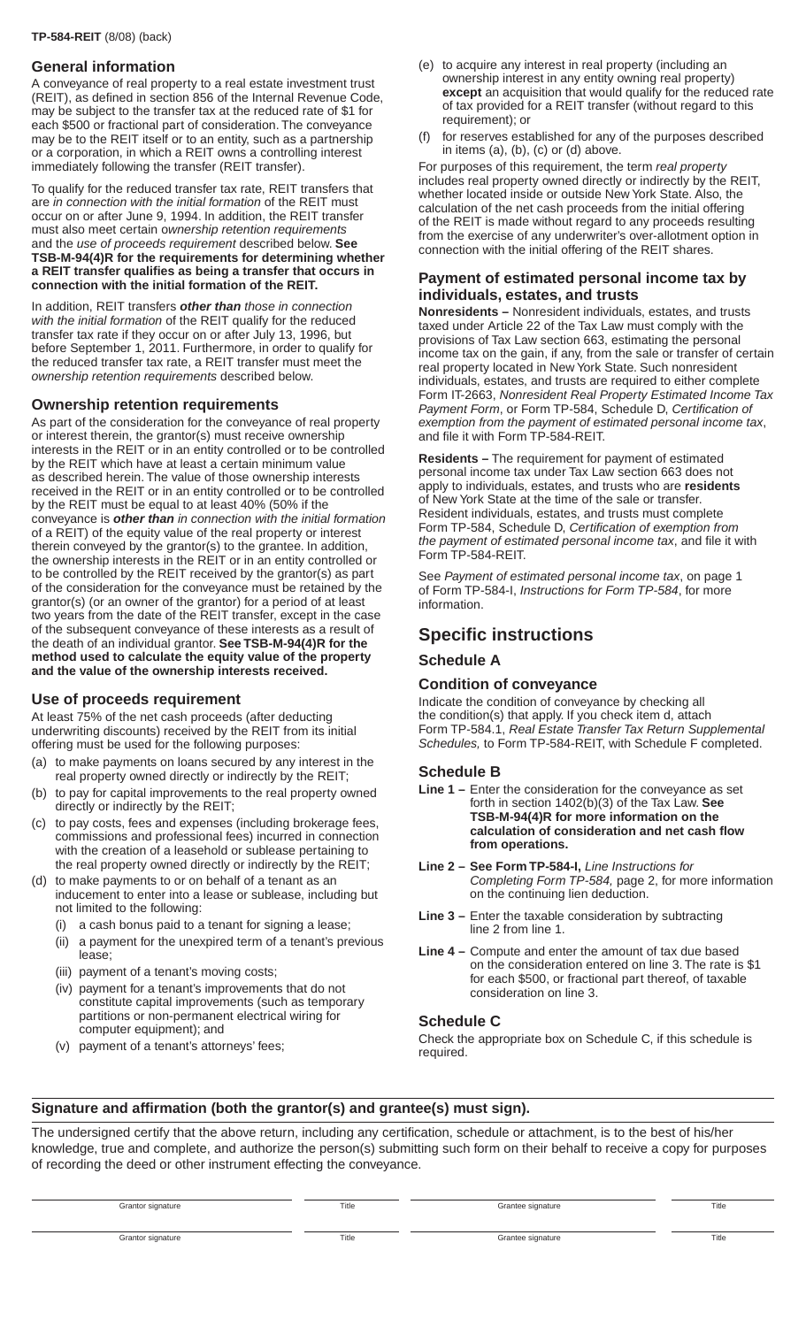## General information

A conveyance of real property to a real estate investment trust (REIT), as defined in section 856 of the Internal Revenue Code, may be subject to the transfer tax at the reduced rate of $1 for each $500 or fractional part of consideration. The conveyance may be to the REIT itself or to an entity, such as a partnership or a corporation, in which a REIT owns a controlling interest immediately following the transfer (REIT transfer).

To qualify for the reduced transfer tax rate, REIT transfers that are *in connection with the initial formation* of the REIT must occur on or after June 9, 1994. In addition, the REIT transfer must also meet certain *ownership retention requirements* and the *use of proceeds requirement* described below. **See TSB-M-94(4)R for the requirements for determining whether a REIT transfer qualifies as being a transfer that occurs in connection with the initial formation of the REIT.**

In addition, REIT transfers ***other than*** *those in connection with the initial formation* of the REIT qualify for the reduced transfer tax rate if they occur on or after July 13, 1996, but before September 1, 2011. Furthermore, in order to qualify for the reduced transfer tax rate, a REIT transfer must meet the *ownership retention requirements* described below.

## Ownership retention requirements

As part of the consideration for the conveyance of real property or interest therein, the grantor(s) must receive ownership interests in the REIT or in an entity controlled or to be controlled by the REIT which have at least a certain minimum value as described herein. The value of those ownership interests received in the REIT or in an entity controlled or to be controlled by the REIT must be equal to at least 40% (50% if the conveyance is ***other than*** *in connection with the initial formation* of a REIT) of the equity value of the real property or interest therein conveyed by the grantor(s) to the grantee. In addition, the ownership interests in the REIT or in an entity controlled or to be controlled by the REIT received by the grantor(s) as part of the consideration for the conveyance must be retained by the grantor(s) (or an owner of the grantor) for a period of at least two years from the date of the REIT transfer, except in the case of the subsequent conveyance of these interests as a result of the death of an individual grantor. **See TSB-M-94(4)R for the method used to calculate the equity value of the property and the value of the ownership interests received.**

## Use of proceeds requirement

At least 75% of the net cash proceeds (after deducting underwriting discounts) received by the REIT from its initial offering must be used for the following purposes:

(a) to make payments on loans secured by any interest in the real property owned directly or indirectly by the REIT;

(b) to pay for capital improvements to the real property owned directly or indirectly by the REIT;

(c) to pay costs, fees and expenses (including brokerage fees, commissions and professional fees) incurred in connection with the creation of a leasehold or sublease pertaining to the real property owned directly or indirectly by the REIT;

(d) to make payments to or on behalf of a tenant as an inducement to enter into a lease or sublease, including but not limited to the following:
   - (i) a cash bonus paid to a tenant for signing a lease;
   - (ii) a payment for the unexpired term of a tenant's previous lease;
   - (iii) payment of a tenant's moving costs;
   - (iv) payment for a tenant's improvements that do not constitute capital improvements (such as temporary partitions or non-permanent electrical wiring for computer equipment); and
   - (v) payment of a tenant's attorneys' fees;

(e) to acquire any interest in real property (including an ownership interest in any entity owning real property) **except** an acquisition that would qualify for the reduced rate of tax provided for a REIT transfer (without regard to this requirement); or

(f) for reserves established for any of the purposes described in items (a), (b), (c) or (d) above.

For purposes of this requirement, the term *real property* includes real property owned directly or indirectly by the REIT, whether located inside or outside New York State. Also, the calculation of the net cash proceeds from the initial offering of the REIT is made without regard to any proceeds resulting from the exercise of any underwriter's over-allotment option in connection with the initial offering of the REIT shares.

## Payment of estimated personal income tax by individuals, estates, and trusts

**Nonresidents –** Nonresident individuals, estates, and trusts taxed under Article 22 of the Tax Law must comply with the provisions of Tax Law section 663, estimating the personal income tax on the gain, if any, from the sale or transfer of certain real property located in New York State. Such nonresident individuals, estates, and trusts are required to either complete Form IT-2663, *Nonresident Real Property Estimated Income Tax Payment Form*, or Form TP-584, Schedule D, *Certification of exemption from the payment of estimated personal income tax*, and file it with Form TP-584-REIT.

**Residents –** The requirement for payment of estimated personal income tax under Tax Law section 663 does not apply to individuals, estates, and trusts who are **residents** of New York State at the time of the sale or transfer. Resident individuals, estates, and trusts must complete Form TP-584, Schedule D, *Certification of exemption from the payment of estimated personal income tax*, and file it with Form TP-584-REIT.

See *Payment of estimated personal income tax*, on page 1 of Form TP-584-I, *Instructions for Form TP-584*, for more information.

# Specific instructions

## Schedule A

### Condition of conveyance

Indicate the condition of conveyance by checking all the condition(s) that apply. If you check item d, attach Form TP-584.1, *Real Estate Transfer Tax Return Supplemental Schedules,* to Form TP-584-REIT, with Schedule F completed.

## Schedule B

**Line 1 –** Enter the consideration for the conveyance as set forth in section 1402(b)(3) of the Tax Law. **See TSB-M-94(4)R for more information on the calculation of consideration and net cash flow from operations.**

**Line 2 – See Form TP-584-I,** *Line Instructions for Completing Form TP-584,* page 2, for more information on the continuing lien deduction.

**Line 3 –** Enter the taxable consideration by subtracting line 2 from line 1.

**Line 4 –** Compute and enter the amount of tax due based on the consideration entered on line 3. The rate is $1 for each $500, or fractional part thereof, of taxable consideration on line 3.

## Schedule C

Check the appropriate box on Schedule C, if this schedule is required.

## Signature and affirmation (both the grantor(s) and grantee(s) must sign).

The undersigned certify that the above return, including any certification, schedule or attachment, is to the best of his/her knowledge, true and complete, and authorize the person(s) submitting such form on their behalf to receive a copy for purposes of recording the deed or other instrument effecting the conveyance.

| | | | |
|---|---|---|---|
| Grantor signature | Title | Grantee signature | Title |
| Grantor signature | Title | Grantee signature | Title |